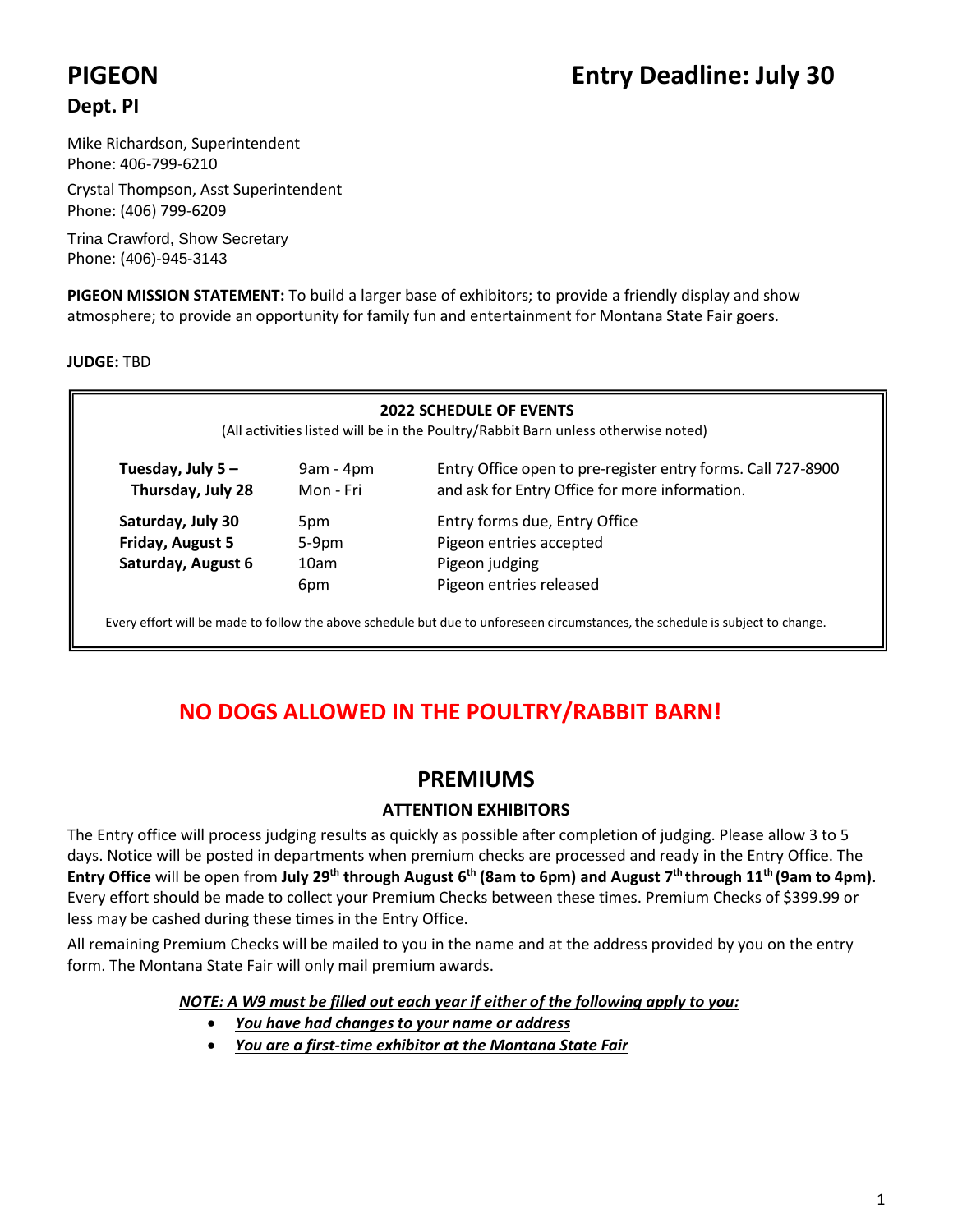# PIGEON

# Entry Deadline: July 30

## Dept. PI

Mike Richardson, Superintendent
Phone: 406-799-6210

Crystal Thompson, Asst Superintendent
Phone: (406) 799-6209

Trina Crawford, Show Secretary
Phone: (406)-945-3143

**PIGEON MISSION STATEMENT:** To build a larger base of exhibitors; to provide a friendly display and show atmosphere; to provide an opportunity for family fun and entertainment for Montana State Fair goers.

**JUDGE:** TBD

**2022 SCHEDULE OF EVENTS**

(All activities listed will be in the Poultry/Rabbit Barn unless otherwise noted)

| | | |
|---|---|---|
| **Tuesday, July 5 – Thursday, July 28** | 9am - 4pm Mon - Fri | Entry Office open to pre-register entry forms. Call 727-8900 and ask for Entry Office for more information. |
| **Saturday, July 30** | 5pm | Entry forms due, Entry Office |
| **Friday, August 5** | 5-9pm | Pigeon entries accepted |
| **Saturday, August 6** | 10am | Pigeon judging |
| | 6pm | Pigeon entries released |

Every effort will be made to follow the above schedule but due to unforeseen circumstances, the schedule is subject to change.

## NO DOGS ALLOWED IN THE POULTRY/RABBIT BARN!

## PREMIUMS

### ATTENTION EXHIBITORS

The Entry office will process judging results as quickly as possible after completion of judging. Please allow 3 to 5 days. Notice will be posted in departments when premium checks are processed and ready in the Entry Office. The **Entry Office** will be open from **July 29th through August 6th (8am to 6pm) and August 7th through 11th (9am to 4pm)**. Every effort should be made to collect your Premium Checks between these times. Premium Checks of $399.99 or less may be cashed during these times in the Entry Office.

All remaining Premium Checks will be mailed to you in the name and at the address provided by you on the entry form. The Montana State Fair will only mail premium awards.

***NOTE: A W9 must be filled out each year if either of the following apply to you:***

- ***You have had changes to your name or address***
- ***You are a first-time exhibitor at the Montana State Fair***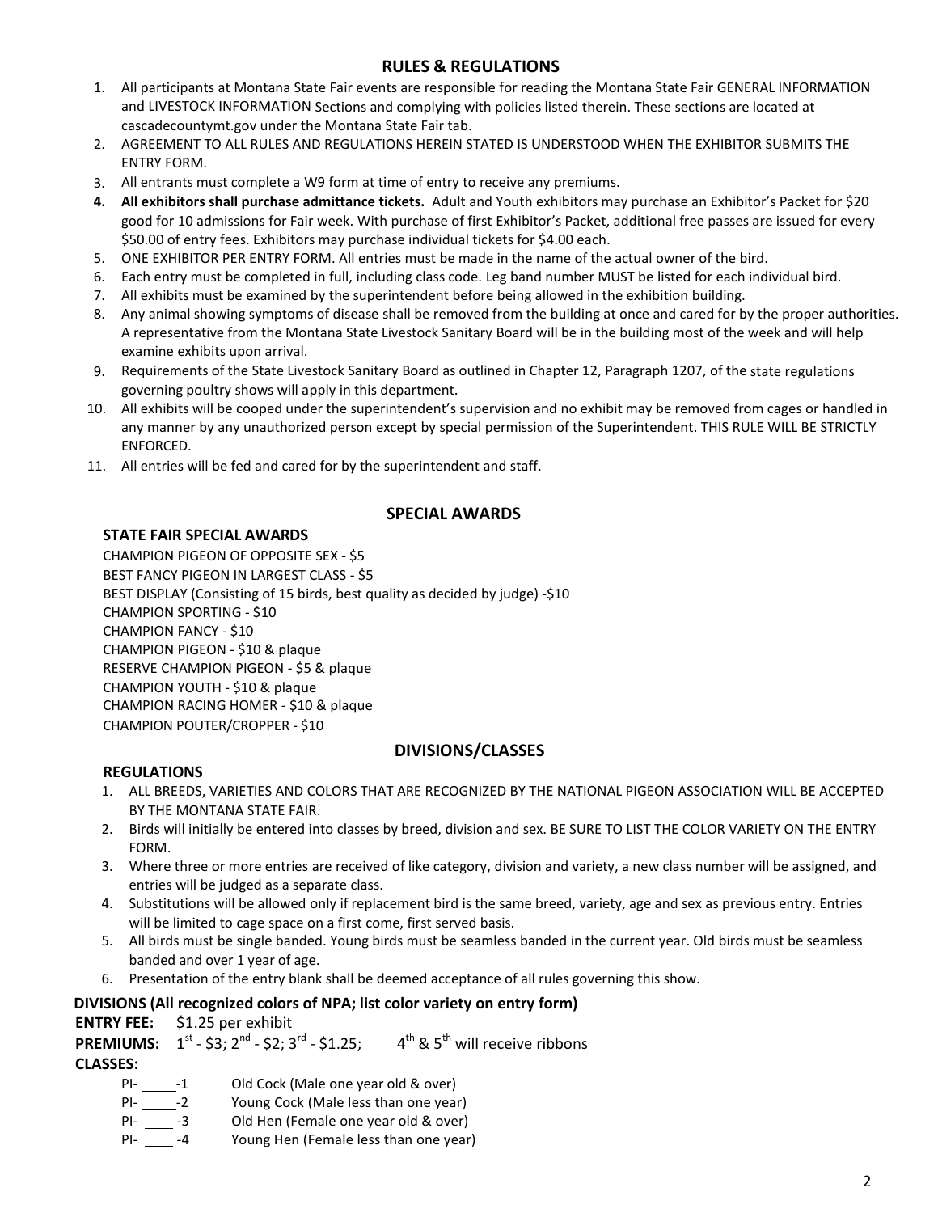## RULES & REGULATIONS

1. All participants at Montana State Fair events are responsible for reading the Montana State Fair GENERAL INFORMATION and LIVESTOCK INFORMATION Sections and complying with policies listed therein. These sections are located at cascadecountymt.gov under the Montana State Fair tab.
2. AGREEMENT TO ALL RULES AND REGULATIONS HEREIN STATED IS UNDERSTOOD WHEN THE EXHIBITOR SUBMITS THE ENTRY FORM.
3. All entrants must complete a W9 form at time of entry to receive any premiums.
4. **All exhibitors shall purchase admittance tickets.** Adult and Youth exhibitors may purchase an Exhibitor's Packet for $20 good for 10 admissions for Fair week. With purchase of first Exhibitor's Packet, additional free passes are issued for every $50.00 of entry fees. Exhibitors may purchase individual tickets for $4.00 each.
5. ONE EXHIBITOR PER ENTRY FORM. All entries must be made in the name of the actual owner of the bird.
6. Each entry must be completed in full, including class code. Leg band number MUST be listed for each individual bird.
7. All exhibits must be examined by the superintendent before being allowed in the exhibition building.
8. Any animal showing symptoms of disease shall be removed from the building at once and cared for by the proper authorities. A representative from the Montana State Livestock Sanitary Board will be in the building most of the week and will help examine exhibits upon arrival.
9. Requirements of the State Livestock Sanitary Board as outlined in Chapter 12, Paragraph 1207, of the state regulations governing poultry shows will apply in this department.
10. All exhibits will be cooped under the superintendent's supervision and no exhibit may be removed from cages or handled in any manner by any unauthorized person except by special permission of the Superintendent. THIS RULE WILL BE STRICTLY ENFORCED.
11. All entries will be fed and cared for by the superintendent and staff.

## SPECIAL AWARDS

### STATE FAIR SPECIAL AWARDS

CHAMPION PIGEON OF OPPOSITE SEX - $5
BEST FANCY PIGEON IN LARGEST CLASS - $5
BEST DISPLAY (Consisting of 15 birds, best quality as decided by judge) -$10
CHAMPION SPORTING - $10
CHAMPION FANCY - $10
CHAMPION PIGEON - $10 & plaque
RESERVE CHAMPION PIGEON - $5 & plaque
CHAMPION YOUTH - $10 & plaque
CHAMPION RACING HOMER - $10 & plaque
CHAMPION POUTER/CROPPER - $10

## DIVISIONS/CLASSES

### REGULATIONS

1. ALL BREEDS, VARIETIES AND COLORS THAT ARE RECOGNIZED BY THE NATIONAL PIGEON ASSOCIATION WILL BE ACCEPTED BY THE MONTANA STATE FAIR.
2. Birds will initially be entered into classes by breed, division and sex. BE SURE TO LIST THE COLOR VARIETY ON THE ENTRY FORM.
3. Where three or more entries are received of like category, division and variety, a new class number will be assigned, and entries will be judged as a separate class.
4. Substitutions will be allowed only if replacement bird is the same breed, variety, age and sex as previous entry. Entries will be limited to cage space on a first come, first served basis.
5. All birds must be single banded. Young birds must be seamless banded in the current year. Old birds must be seamless banded and over 1 year of age.
6. Presentation of the entry blank shall be deemed acceptance of all rules governing this show.

### DIVISIONS (All recognized colors of NPA; list color variety on entry form)

**ENTRY FEE:** $1.25 per exhibit

**PREMIUMS:** 1st - $3; 2nd - $2; 3rd - $1.25; 4th & 5th will receive ribbons

**CLASSES:**

- PI- ____-1 Old Cock (Male one year old & over)
- PI- ____-2 Young Cock (Male less than one year)
- PI- ____-3 Old Hen (Female one year old & over)
- PI- ____-4 Young Hen (Female less than one year)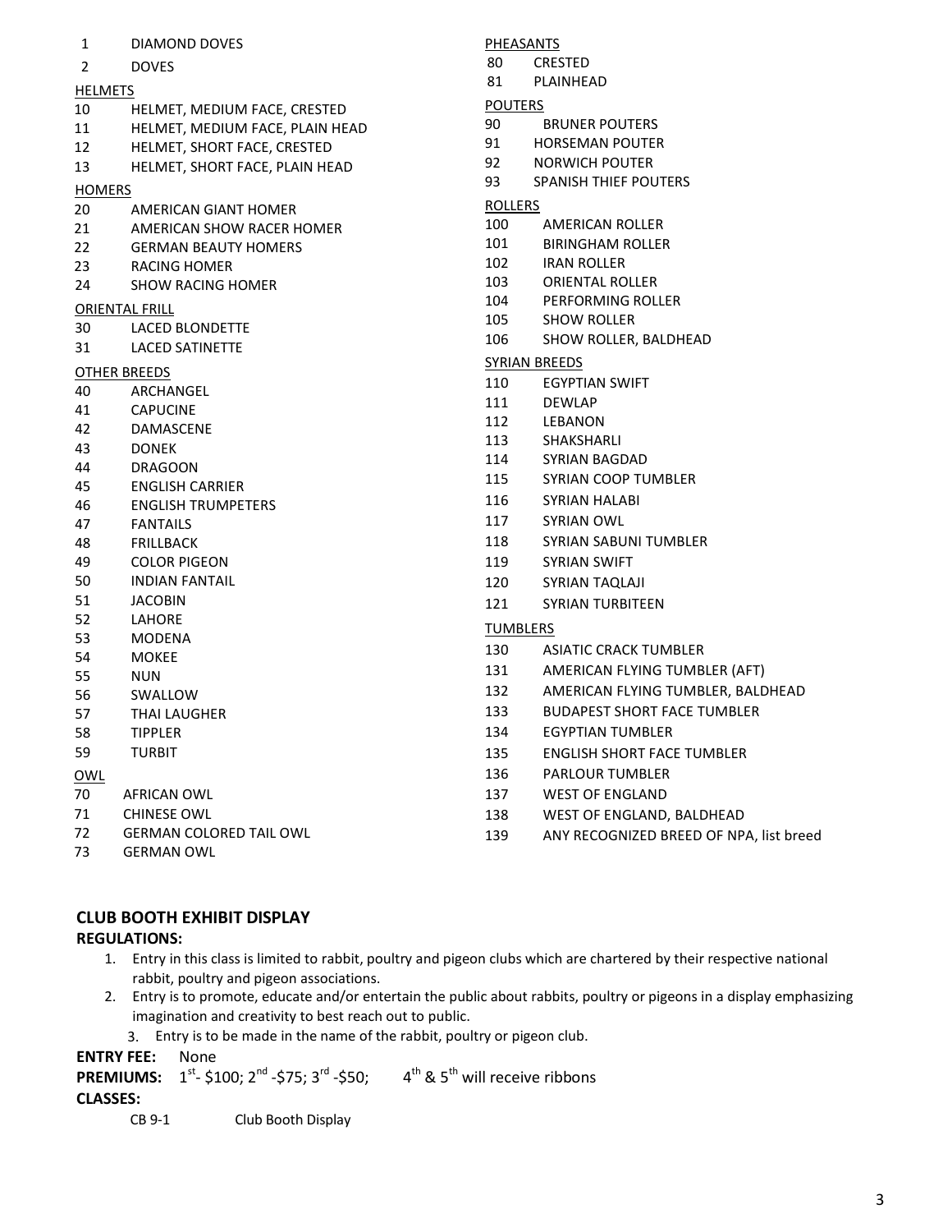1 DIAMOND DOVES
2 DOVES

HELMETS

10 HELMET, MEDIUM FACE, CRESTED
11 HELMET, MEDIUM FACE, PLAIN HEAD
12 HELMET, SHORT FACE, CRESTED
13 HELMET, SHORT FACE, PLAIN HEAD

HOMERS

20 AMERICAN GIANT HOMER
21 AMERICAN SHOW RACER HOMER
22 GERMAN BEAUTY HOMERS
23 RACING HOMER
24 SHOW RACING HOMER

ORIENTAL FRILL

30 LACED BLONDETTE
31 LACED SATINETTE

OTHER BREEDS

40 ARCHANGEL
41 CAPUCINE
42 DAMASCENE
43 DONEK
44 DRAGOON
45 ENGLISH CARRIER
46 ENGLISH TRUMPETERS
47 FANTAILS
48 FRILLBACK
49 COLOR PIGEON
50 INDIAN FANTAIL
51 JACOBIN
52 LAHORE
53 MODENA
54 MOKEE
55 NUN
56 SWALLOW
57 THAI LAUGHER
58 TIPPLER
59 TURBIT

OWL

70 AFRICAN OWL
71 CHINESE OWL
72 GERMAN COLORED TAIL OWL
73 GERMAN OWL

PHEASANTS

80 CRESTED
81 PLAINHEAD

POUTERS

90 BRUNER POUTERS
91 HORSEMAN POUTER
92 NORWICH POUTER
93 SPANISH THIEF POUTERS

ROLLERS

100 AMERICAN ROLLER
101 BIRINGHAM ROLLER
102 IRAN ROLLER
103 ORIENTAL ROLLER
104 PERFORMING ROLLER
105 SHOW ROLLER
106 SHOW ROLLER, BALDHEAD

SYRIAN BREEDS

110 EGYPTIAN SWIFT
111 DEWLAP
112 LEBANON
113 SHAKSHARLI
114 SYRIAN BAGDAD
115 SYRIAN COOP TUMBLER
116 SYRIAN HALABI
117 SYRIAN OWL
118 SYRIAN SABUNI TUMBLER
119 SYRIAN SWIFT
120 SYRIAN TAQLAJI
121 SYRIAN TURBITEEN

TUMBLERS

130 ASIATIC CRACK TUMBLER
131 AMERICAN FLYING TUMBLER (AFT)
132 AMERICAN FLYING TUMBLER, BALDHEAD
133 BUDAPEST SHORT FACE TUMBLER
134 EGYPTIAN TUMBLER
135 ENGLISH SHORT FACE TUMBLER
136 PARLOUR TUMBLER
137 WEST OF ENGLAND
138 WEST OF ENGLAND, BALDHEAD
139 ANY RECOGNIZED BREED OF NPA, list breed

## CLUB BOOTH EXHIBIT DISPLAY

**REGULATIONS:**

1. Entry in this class is limited to rabbit, poultry and pigeon clubs which are chartered by their respective national rabbit, poultry and pigeon associations.
2. Entry is to promote, educate and/or entertain the public about rabbits, poultry or pigeons in a display emphasizing imagination and creativity to best reach out to public.
3. Entry is to be made in the name of the rabbit, poultry or pigeon club.

**ENTRY FEE:** None

**PREMIUMS:** 1st- $100; 2nd -$75; 3rd -$50; 4th & 5th will receive ribbons

**CLASSES:**

CB 9-1 Club Booth Display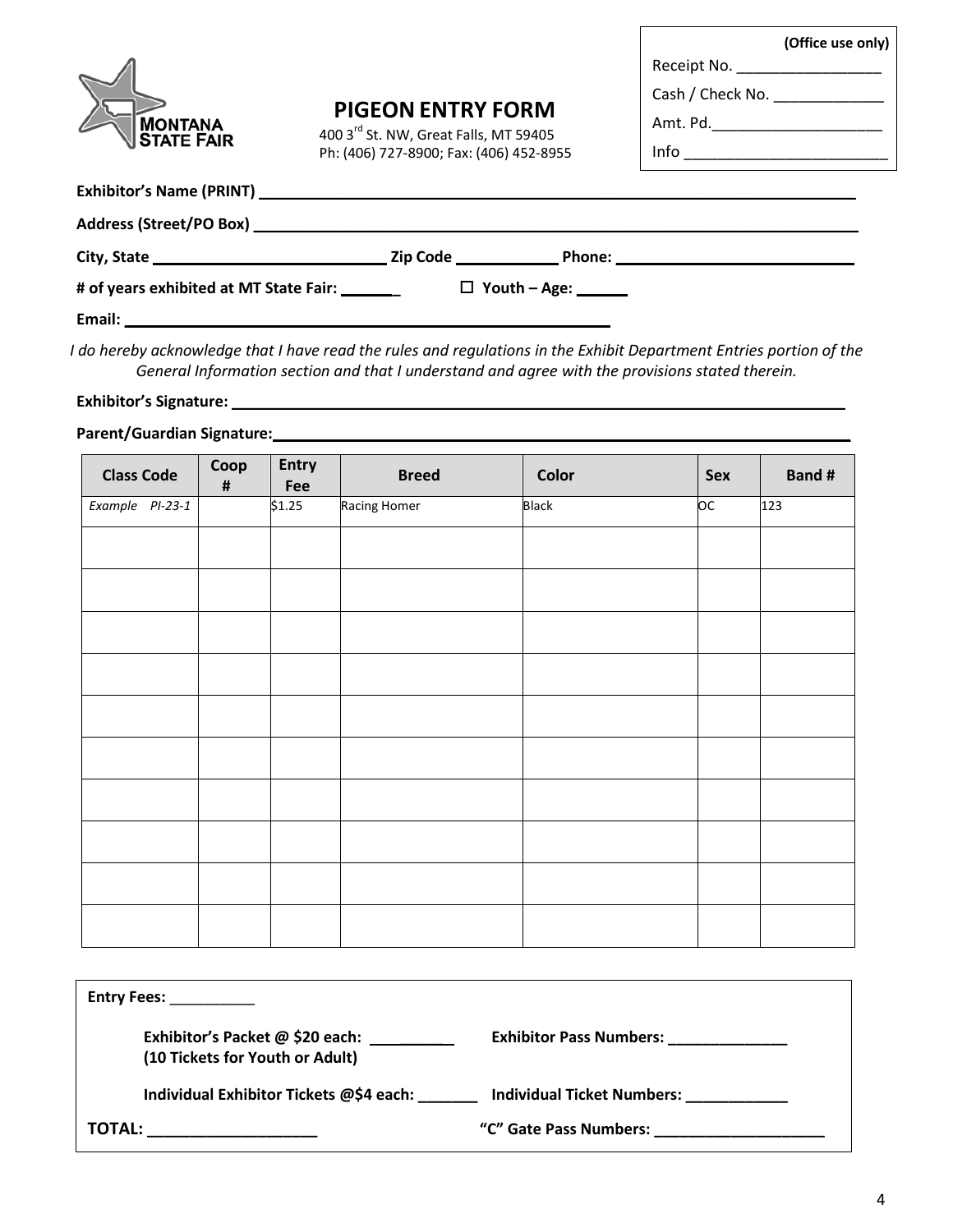MONTANA STATE FAIR

# PIGEON ENTRY FORM

400 3rd St. NW, Great Falls, MT 59405
Ph: (406) 727-8900; Fax: (406) 452-8955

**(Office use only)**
Receipt No. _________________
Cash / Check No. _____________
Amt. Pd. ____________________
Info ________________________

**Exhibitor's Name (PRINT)** ____________________________________________

**Address (Street/PO Box)** ____________________________________________

**City, State** __________________ **Zip Code** __________ **Phone:** __________________

**# of years exhibited at MT State Fair:** ______ ☐ **Youth – Age:** ______

**Email:** ____________________________________

*I do hereby acknowledge that I have read the rules and regulations in the Exhibit Department Entries portion of the General Information section and that I understand and agree with the provisions stated therein.*

**Exhibitor's Signature:** ____________________________________________

**Parent/Guardian Signature:** ____________________________________________

| Class Code | Coop # | Entry Fee | Breed | Color | Sex | Band # |
|---|---|---|---|---|---|---|
| *Example PI-23-1* | | $1.25 | Racing Homer | Black | OC | 123 |
| | | | | | | |
| | | | | | | |
| | | | | | | |
| | | | | | | |
| | | | | | | |
| | | | | | | |
| | | | | | | |
| | | | | | | |
| | | | | | | |
| | | | | | | |

**Entry Fees:** __________

**Exhibitor's Packet @ $20 each:** _________
**(10 Tickets for Youth or Adult)**

**Exhibitor Pass Numbers:** ______________

**Individual Exhibitor Tickets @$4 each:** _______

**Individual Ticket Numbers:** ____________

**TOTAL:** ___________________

**"C" Gate Pass Numbers:** ___________________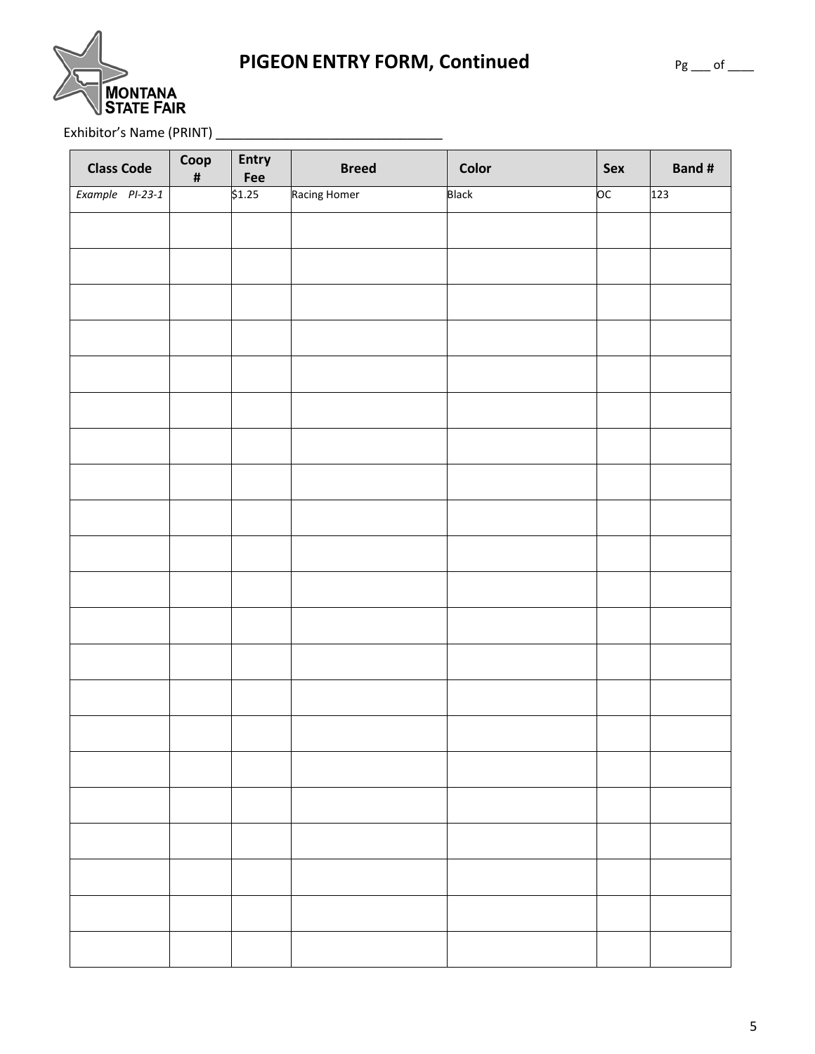# PIGEON ENTRY FORM, Continued

Pg ___ of ____

MONTANA STATE FAIR

Exhibitor's Name (PRINT) _______________________________

| Class Code | Coop # | Entry Fee | Breed | Color | Sex | Band # |
|---|---|---|---|---|---|---|
| *Example PI-23-1* | | $1.25 | Racing Homer | Black | OC | 123 |
| | | | | | | |
| | | | | | | |
| | | | | | | |
| | | | | | | |
| | | | | | | |
| | | | | | | |
| | | | | | | |
| | | | | | | |
| | | | | | | |
| | | | | | | |
| | | | | | | |
| | | | | | | |
| | | | | | | |
| | | | | | | |
| | | | | | | |
| | | | | | | |
| | | | | | | |
| | | | | | | |
| | | | | | | |
| | | | | | | |
| | | | | | | |